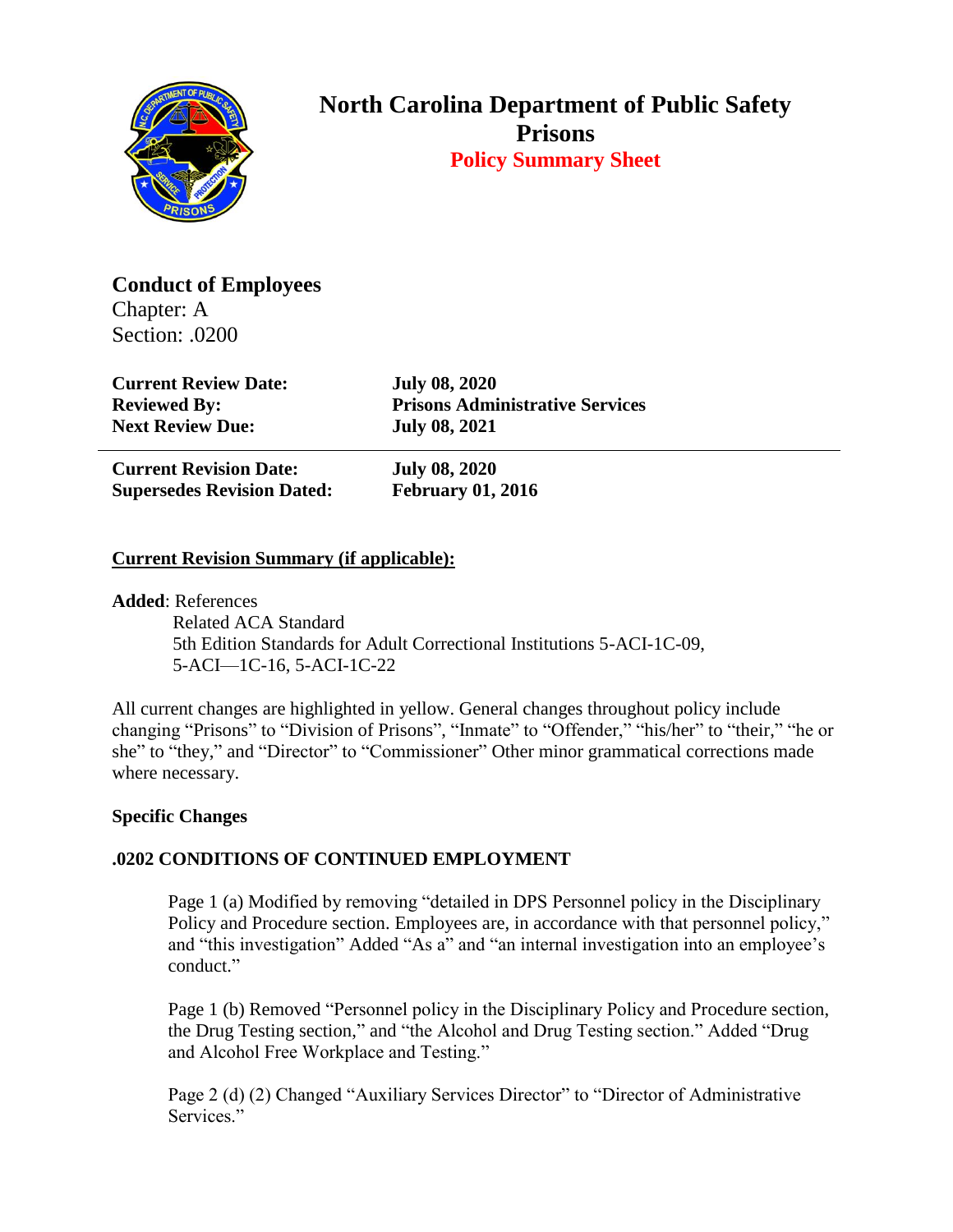# North Carolina Department of Public Safety
## Prisons
### Policy Summary Sheet

**Conduct of Employees**
Chapter: A
Section: .0200

| | |
|---|---|
| **Current Review Date:** | **July 08, 2020** |
| **Reviewed By:** | **Prisons Administrative Services** |
| **Next Review Due:** | **July 08, 2021** |

| | |
|---|---|
| **Current Revision Date:** | **July 08, 2020** |
| **Supersedes Revision Dated:** | **February 01, 2016** |

**Current Revision Summary (if applicable):**

**Added**: References
Related ACA Standard
5th Edition Standards for Adult Correctional Institutions 5-ACI-1C-09, 5-ACI—1C-16, 5-ACI-1C-22

All current changes are highlighted in yellow. General changes throughout policy include changing "Prisons" to "Division of Prisons", "Inmate" to "Offender," "his/her" to "their," "he or she" to "they," and "Director" to "Commissioner" Other minor grammatical corrections made where necessary.

**Specific Changes**

**.0202 CONDITIONS OF CONTINUED EMPLOYMENT**

Page 1 (a) Modified by removing "detailed in DPS Personnel policy in the Disciplinary Policy and Procedure section. Employees are, in accordance with that personnel policy," and "this investigation" Added "As a" and "an internal investigation into an employee's conduct."

Page 1 (b) Removed "Personnel policy in the Disciplinary Policy and Procedure section, the Drug Testing section," and "the Alcohol and Drug Testing section." Added "Drug and Alcohol Free Workplace and Testing."

Page 2 (d) (2) Changed "Auxiliary Services Director" to "Director of Administrative Services."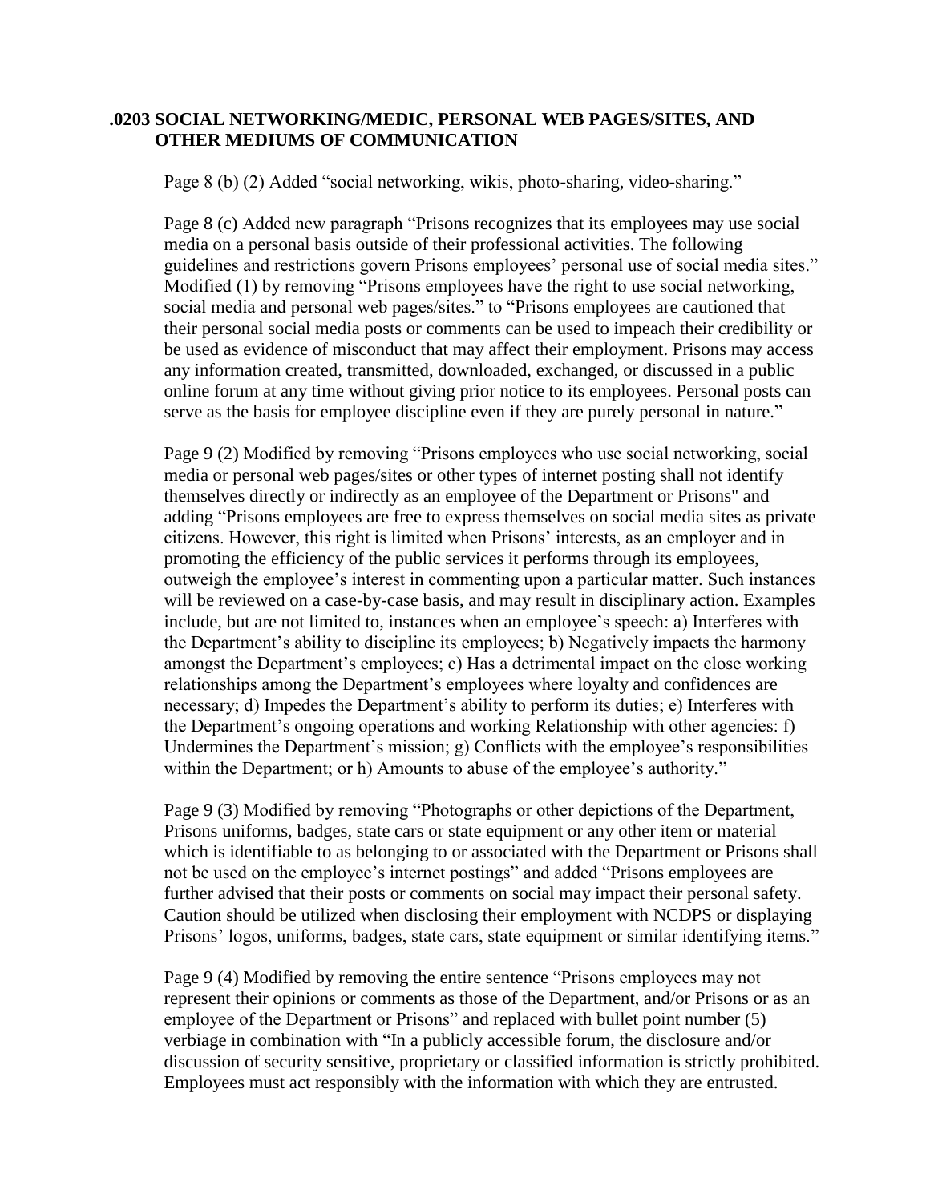## .0203 SOCIAL NETWORKING/MEDIC, PERSONAL WEB PAGES/SITES, AND OTHER MEDIUMS OF COMMUNICATION

Page 8 (b) (2) Added "social networking, wikis, photo-sharing, video-sharing."

Page 8 (c) Added new paragraph "Prisons recognizes that its employees may use social media on a personal basis outside of their professional activities. The following guidelines and restrictions govern Prisons employees' personal use of social media sites." Modified (1) by removing "Prisons employees have the right to use social networking, social media and personal web pages/sites." to "Prisons employees are cautioned that their personal social media posts or comments can be used to impeach their credibility or be used as evidence of misconduct that may affect their employment. Prisons may access any information created, transmitted, downloaded, exchanged, or discussed in a public online forum at any time without giving prior notice to its employees. Personal posts can serve as the basis for employee discipline even if they are purely personal in nature."

Page 9 (2) Modified by removing "Prisons employees who use social networking, social media or personal web pages/sites or other types of internet posting shall not identify themselves directly or indirectly as an employee of the Department or Prisons" and adding "Prisons employees are free to express themselves on social media sites as private citizens. However, this right is limited when Prisons' interests, as an employer and in promoting the efficiency of the public services it performs through its employees, outweigh the employee's interest in commenting upon a particular matter. Such instances will be reviewed on a case-by-case basis, and may result in disciplinary action. Examples include, but are not limited to, instances when an employee's speech: a) Interferes with the Department's ability to discipline its employees; b) Negatively impacts the harmony amongst the Department's employees; c) Has a detrimental impact on the close working relationships among the Department's employees where loyalty and confidences are necessary; d) Impedes the Department's ability to perform its duties; e) Interferes with the Department's ongoing operations and working Relationship with other agencies: f) Undermines the Department's mission; g) Conflicts with the employee's responsibilities within the Department; or h) Amounts to abuse of the employee's authority."

Page 9 (3) Modified by removing "Photographs or other depictions of the Department, Prisons uniforms, badges, state cars or state equipment or any other item or material which is identifiable to as belonging to or associated with the Department or Prisons shall not be used on the employee's internet postings" and added "Prisons employees are further advised that their posts or comments on social may impact their personal safety. Caution should be utilized when disclosing their employment with NCDPS or displaying Prisons' logos, uniforms, badges, state cars, state equipment or similar identifying items."

Page 9 (4) Modified by removing the entire sentence "Prisons employees may not represent their opinions or comments as those of the Department, and/or Prisons or as an employee of the Department or Prisons" and replaced with bullet point number (5) verbiage in combination with "In a publicly accessible forum, the disclosure and/or discussion of security sensitive, proprietary or classified information is strictly prohibited. Employees must act responsibly with the information with which they are entrusted.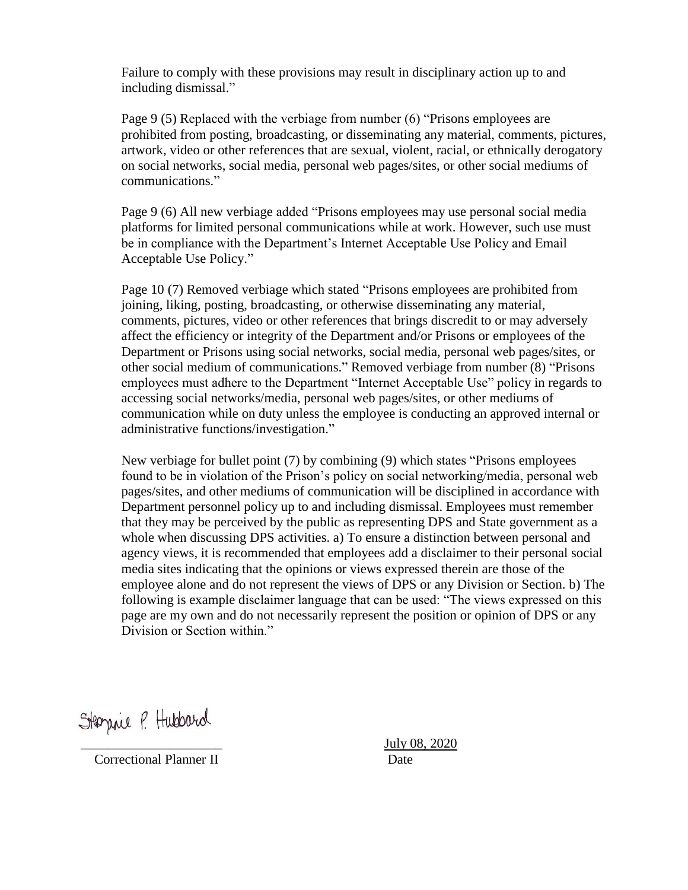Failure to comply with these provisions may result in disciplinary action up to and including dismissal."

Page 9 (5) Replaced with the verbiage from number (6) "Prisons employees are prohibited from posting, broadcasting, or disseminating any material, comments, pictures, artwork, video or other references that are sexual, violent, racial, or ethnically derogatory on social networks, social media, personal web pages/sites, or other social mediums of communications."

Page 9 (6) All new verbiage added "Prisons employees may use personal social media platforms for limited personal communications while at work. However, such use must be in compliance with the Department's Internet Acceptable Use Policy and Email Acceptable Use Policy."

Page 10 (7) Removed verbiage which stated "Prisons employees are prohibited from joining, liking, posting, broadcasting, or otherwise disseminating any material, comments, pictures, video or other references that brings discredit to or may adversely affect the efficiency or integrity of the Department and/or Prisons or employees of the Department or Prisons using social networks, social media, personal web pages/sites, or other social medium of communications." Removed verbiage from number (8) "Prisons employees must adhere to the Department "Internet Acceptable Use" policy in regards to accessing social networks/media, personal web pages/sites, or other mediums of communication while on duty unless the employee is conducting an approved internal or administrative functions/investigation."

New verbiage for bullet point (7) by combining (9) which states "Prisons employees found to be in violation of the Prison's policy on social networking/media, personal web pages/sites, and other mediums of communication will be disciplined in accordance with Department personnel policy up to and including dismissal. Employees must remember that they may be perceived by the public as representing DPS and State government as a whole when discussing DPS activities. a) To ensure a distinction between personal and agency views, it is recommended that employees add a disclaimer to their personal social media sites indicating that the opinions or views expressed therein are those of the employee alone and do not represent the views of DPS or any Division or Section. b) The following is example disclaimer language that can be used: "The views expressed on this page are my own and do not necessarily represent the position or opinion of DPS or any Division or Section within."

Stephanie P. Hubbard

Correctional Planner II

July 08, 2020

Date